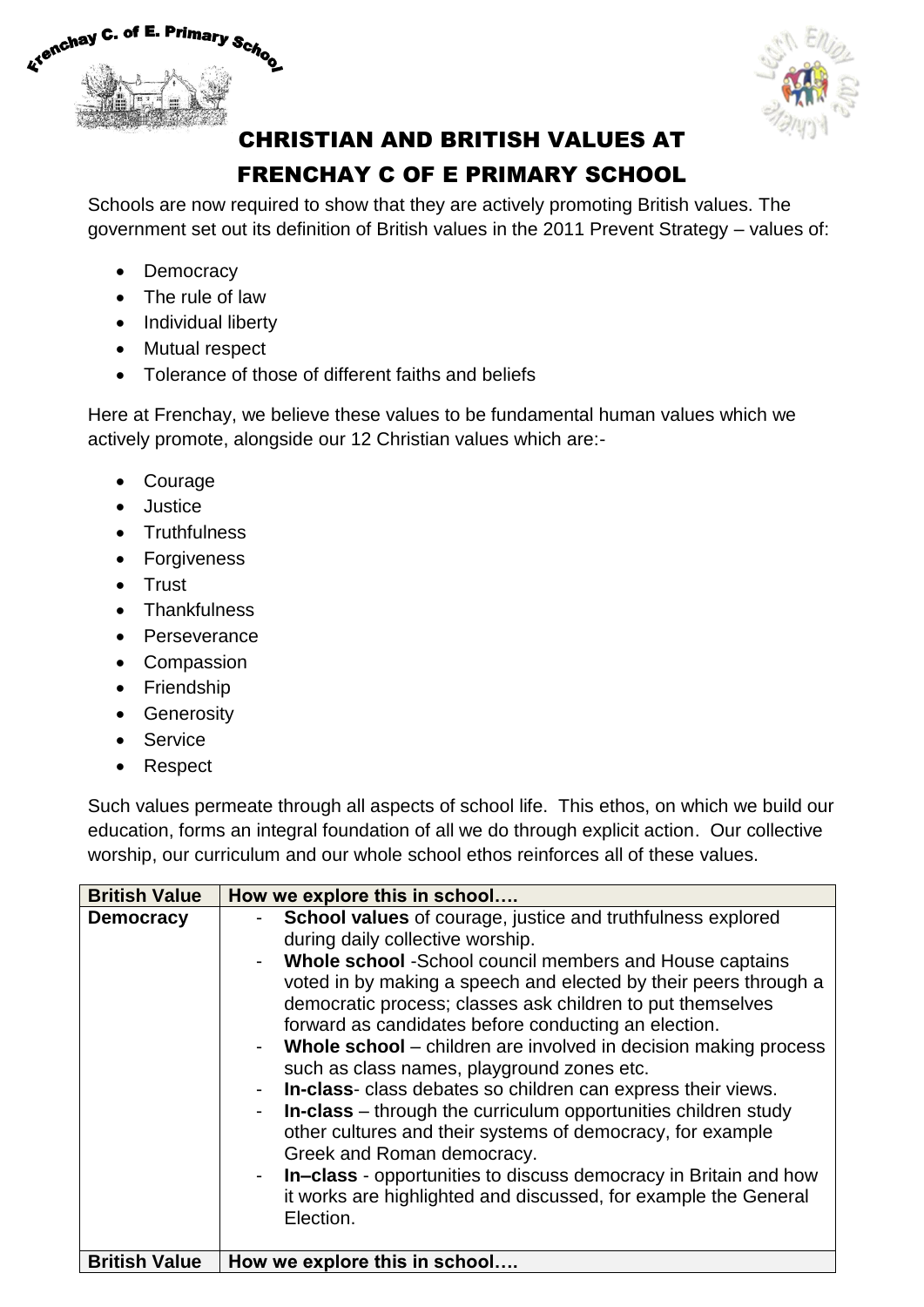# CHRISTIAN AND BRITISH VALUES AT FRENCHAY C OF E PRIMARY SCHOOL

Schools are now required to show that they are actively promoting British values. The government set out its definition of British values in the 2011 Prevent Strategy – values of:

- Democracy
- The rule of law
- Individual liberty
- Mutual respect
- Tolerance of those of different faiths and beliefs

Here at Frenchay, we believe these values to be fundamental human values which we actively promote, alongside our 12 Christian values which are:-

- Courage
- Justice
- Truthfulness
- Forgiveness
- Trust
- Thankfulness
- Perseverance
- Compassion
- Friendship
- Generosity
- Service
- Respect

Such values permeate through all aspects of school life. This ethos, on which we build our education, forms an integral foundation of all we do through explicit action. Our collective worship, our curriculum and our whole school ethos reinforces all of these values.

| British Value | How we explore this in school…. |
|---|---|
| **Democracy** | - **School values** of courage, justice and truthfulness explored during daily collective worship.<br>- **Whole school** -School council members and House captains voted in by making a speech and elected by their peers through a democratic process; classes ask children to put themselves forward as candidates before conducting an election.<br>- **Whole school** – children are involved in decision making process such as class names, playground zones etc.<br>- **In-class**- class debates so children can express their views.<br>- **In-class** – through the curriculum opportunities children study other cultures and their systems of democracy, for example Greek and Roman democracy.<br>- **In–class** - opportunities to discuss democracy in Britain and how it works are highlighted and discussed, for example the General Election. |
| **British Value** | **How we explore this in school….** |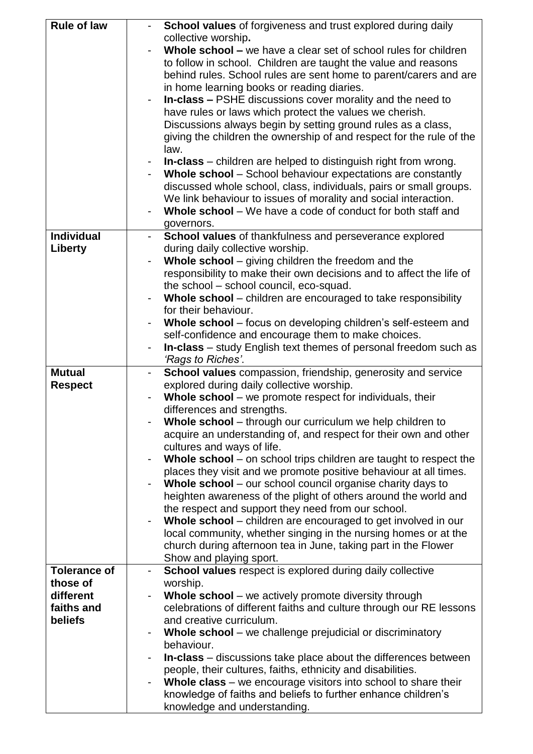| Rule of law | - **School values** of forgiveness and trust explored during daily collective worship**.**<br>- **Whole school –** we have a clear set of school rules for children to follow in school. Children are taught the value and reasons behind rules. School rules are sent home to parent/carers and are in home learning books or reading diaries.<br>- **In-class –** PSHE discussions cover morality and the need to have rules or laws which protect the values we cherish. Discussions always begin by setting ground rules as a class, giving the children the ownership of and respect for the rule of the law.<br>- **In-class** – children are helped to distinguish right from wrong.<br>- **Whole school** – School behaviour expectations are constantly discussed whole school, class, individuals, pairs or small groups. We link behaviour to issues of morality and social interaction.<br>- **Whole school** – We have a code of conduct for both staff and governors. |
|---|---|
| **Individual Liberty** | - **School values** of thankfulness and perseverance explored during daily collective worship.<br>- **Whole school** – giving children the freedom and the responsibility to make their own decisions and to affect the life of the school – school council, eco-squad.<br>- **Whole school** – children are encouraged to take responsibility for their behaviour.<br>- **Whole school** – focus on developing children's self-esteem and self-confidence and encourage them to make choices.<br>- **In-class** – study English text themes of personal freedom such as *'Rags to Riches'*. |
| **Mutual Respect** | - **School values** compassion, friendship, generosity and service explored during daily collective worship.<br>- **Whole school** – we promote respect for individuals, their differences and strengths.<br>- **Whole school** – through our curriculum we help children to acquire an understanding of, and respect for their own and other cultures and ways of life.<br>- **Whole school** – on school trips children are taught to respect the places they visit and we promote positive behaviour at all times.<br>- **Whole school** – our school council organise charity days to heighten awareness of the plight of others around the world and the respect and support they need from our school.<br>- **Whole school** – children are encouraged to get involved in our local community, whether singing in the nursing homes or at the church during afternoon tea in June, taking part in the Flower Show and playing sport. |
| **Tolerance of those of different faiths and beliefs** | - **School values** respect is explored during daily collective worship.<br>- **Whole school** – we actively promote diversity through celebrations of different faiths and culture through our RE lessons and creative curriculum.<br>- **Whole school** – we challenge prejudicial or discriminatory behaviour.<br>- **In-class** – discussions take place about the differences between people, their cultures, faiths, ethnicity and disabilities.<br>- **Whole class** – we encourage visitors into school to share their knowledge of faiths and beliefs to further enhance children's knowledge and understanding. |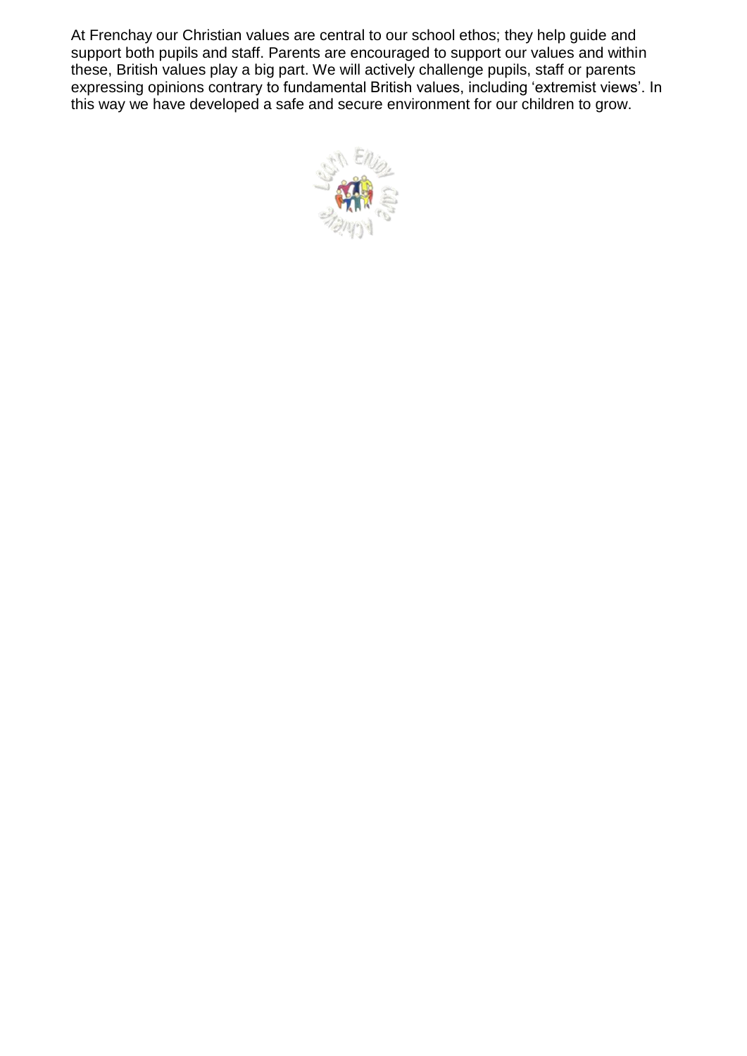At Frenchay our Christian values are central to our school ethos; they help guide and support both pupils and staff. Parents are encouraged to support our values and within these, British values play a big part. We will actively challenge pupils, staff or parents expressing opinions contrary to fundamental British values, including 'extremist views'. In this way we have developed a safe and secure environment for our children to grow.